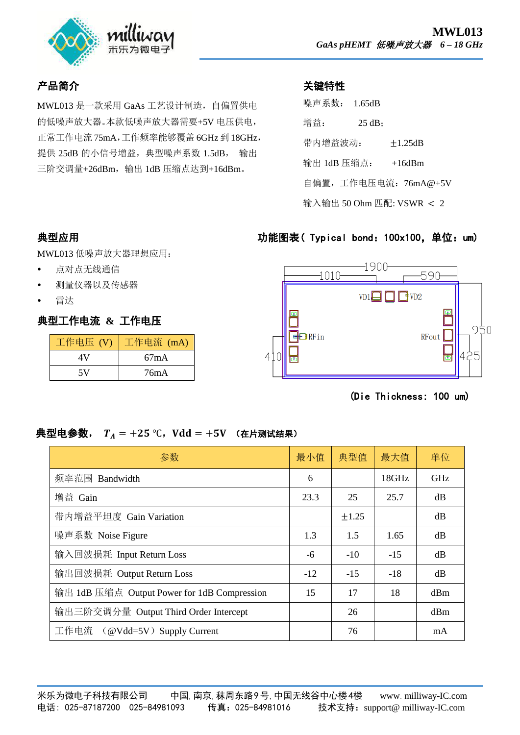**MWL013**

*GaAs pHEMT 低噪声放大器 6 – 18 GHz*

## 产品简介

MWL013 是一款采用 GaAs 工艺设计制造，自偏置供电的低噪声放大器。本款低噪声放大器需要+5V 电压供电，正常工作电流 75mA，工作频率能够覆盖 6GHz 到 18GHz，提供 25dB 的小信号增益，典型噪声系数 1.5dB， 输出三阶交调量+26dBm，输出 1dB 压缩点达到+16dBm。

## 关键特性

噪声系数： 1.65dB

增益： 25 dB;

带内增益波动： ±1.25dB

输出 1dB 压缩点： +16dBm

自偏置，工作电压电流：76mA@+5V

输入输出 50 Ohm 匹配: VSWR ＜ 2

## 典型应用

MWL013 低噪声放大器理想应用：

- 点对点无线通信
- 测量仪器以及传感器
- 雷达

## 典型工作电流 & 工作电压

| 工作电压 (V) | 工作电流 (mA) |
|---|---|
| 4V | 67mA |
| 5V | 76mA |

## 功能图表（ Typical bond：100x100，单位：um）

1900, 1010, 590, 950, 410, 425, VD1, VD2, RFin, RFout

(Die Thickness: 100 um)

## 典型电参数， $T_A = +25$ ℃，Vdd = +5V （在片测试结果）

| 参数 | 最小值 | 典型值 | 最大值 | 单位 |
|---|---|---|---|---|
| 频率范围 Bandwidth | 6 | | 18GHz | GHz |
| 增益 Gain | 23.3 | 25 | 25.7 | dB |
| 带内增益平坦度 Gain Variation | | ±1.25 | | dB |
| 噪声系数 Noise Figure | 1.3 | 1.5 | 1.65 | dB |
| 输入回波损耗 Input Return Loss | -6 | -10 | -15 | dB |
| 输出回波损耗 Output Return Loss | -12 | -15 | -18 | dB |
| 输出 1dB 压缩点 Output Power for 1dB Compression | 15 | 17 | 18 | dBm |
| 输出三阶交调分量 Output Third Order Intercept | | 26 | | dBm |
| 工作电流 （@Vdd=5V）Supply Current | | 76 | | mA |

米乐为微电子科技有限公司 中国，南京，秣周东路 9 号，中国无线谷中心楼 4 楼 www. milliway-IC.com
电话：025-87187200 025-84981093 传真：025-84981016 技术支持：support@ milliway-IC.com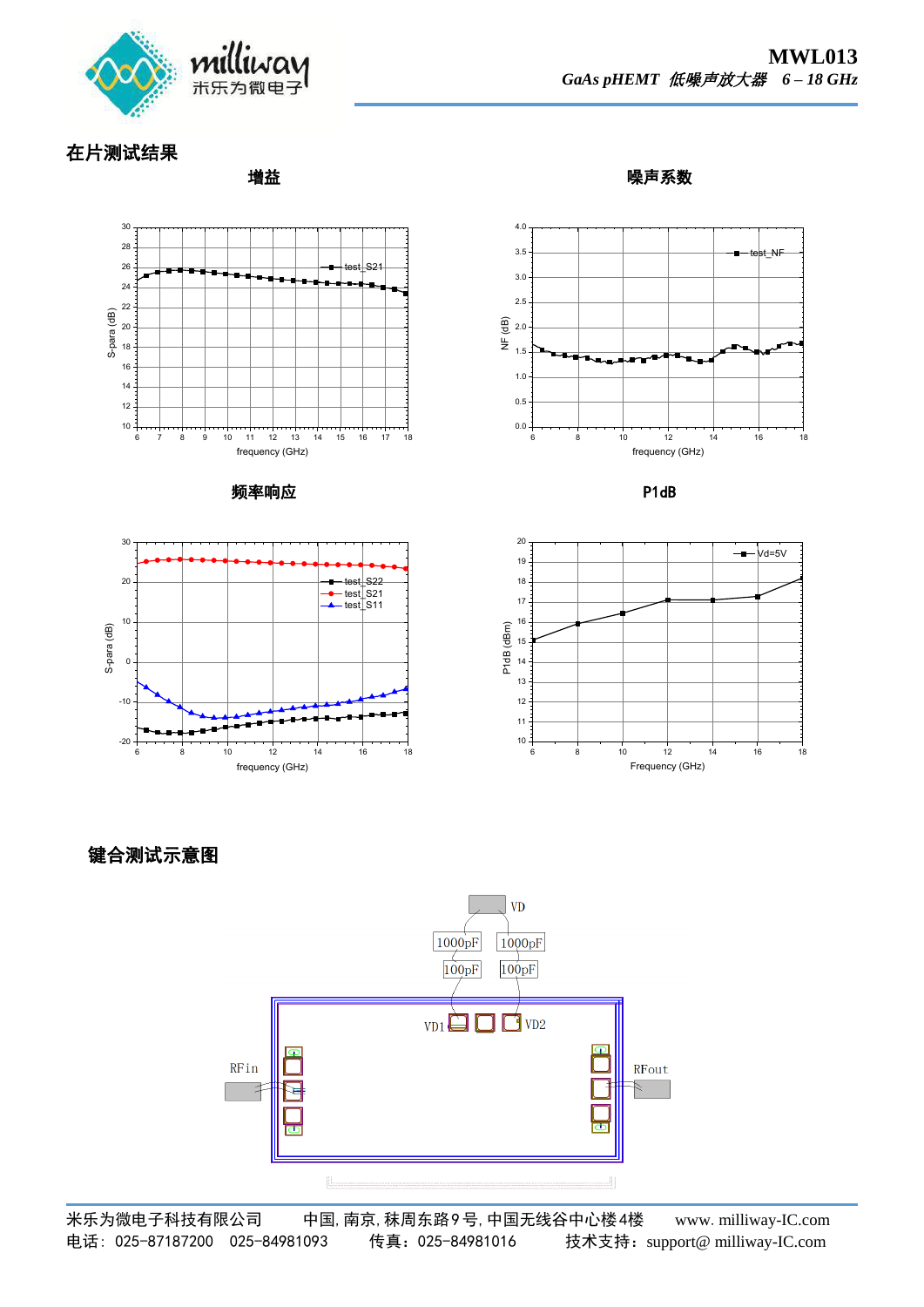## 在片测试结果

### 增益

S-para (dB)
30
28
26
24
22
20
18
16
14
12
10
6 7 8 9 10 11 12 13 14 15 16 17 18
frequency (GHz)
test_S21

### 噪声系数

NF (dB)
4.0
3.5
3.0
2.5
2.0
1.5
1.0
0.5
0.0
6 8 10 12 14 16 18
frequency (GHz)
test_NF

### 频率响应

S-para (dB)
30
20
10
0
-10
-20
6 8 10 12 14 16 18
frequency (GHz)
test_S22
test_S21
test_S11

### P1dB

P1dB (dBm)
20
19
18
17
16
15
14
13
12
11
10
6 8 10 12 14 16 18
Frequency (GHz)
Vd=5V

## 键合测试示意图

VD
1000pF
1000pF
100pF
100pF
VD1
VD2
RFin
RFout

米乐为微电子科技有限公司　　中国,南京,秣周东路9号,中国无线谷中心楼4楼　　www. milliway-IC.com
电话：025-87187200　025-84981093　　传真：025-84981016　　技术支持：support@ milliway-IC.com